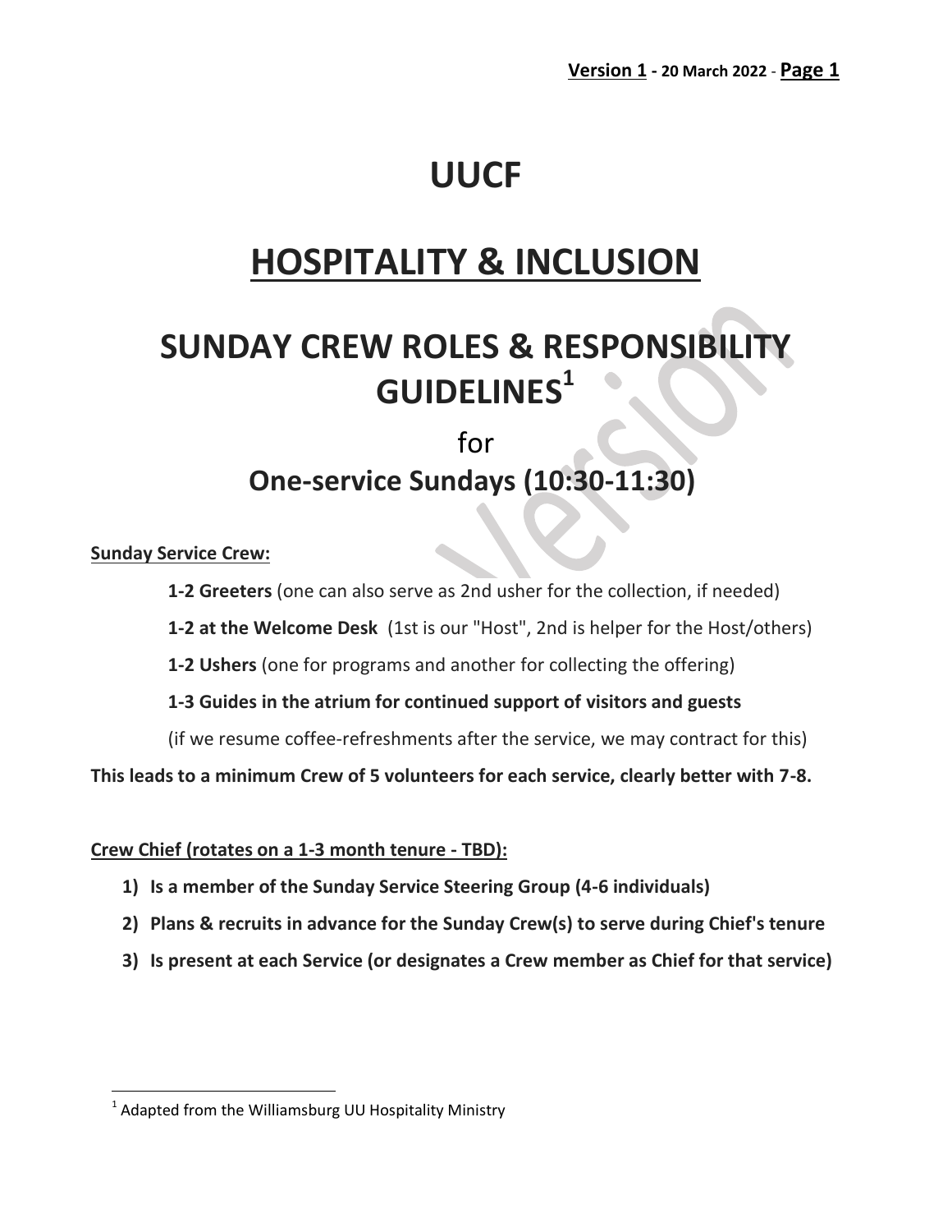# UUCF

# HOSPITALITY & INCLUSION

# SUNDAY CREW ROLES & RESPONSIBILITY GUIDELINES[1]

for

## One-service Sundays (10:30-11:30)

**Sunday Service Crew:**

**1-2 Greeters** (one can also serve as 2nd usher for the collection, if needed)

**1-2 at the Welcome Desk** (1st is our "Host", 2nd is helper for the Host/others)

**1-2 Ushers** (one for programs and another for collecting the offering)

**1-3 Guides in the atrium for continued support of visitors and guests**

(if we resume coffee-refreshments after the service, we may contract for this)

**This leads to a minimum Crew of 5 volunteers for each service, clearly better with 7-8.**

**Crew Chief (rotates on a 1-3 month tenure - TBD):**

1) **Is a member of the Sunday Service Steering Group (4-6 individuals)**
2) **Plans & recruits in advance for the Sunday Crew(s) to serve during Chief's tenure**
3) **Is present at each Service (or designates a Crew member as Chief for that service)**

[1] Adapted from the Williamsburg UU Hospitality Ministry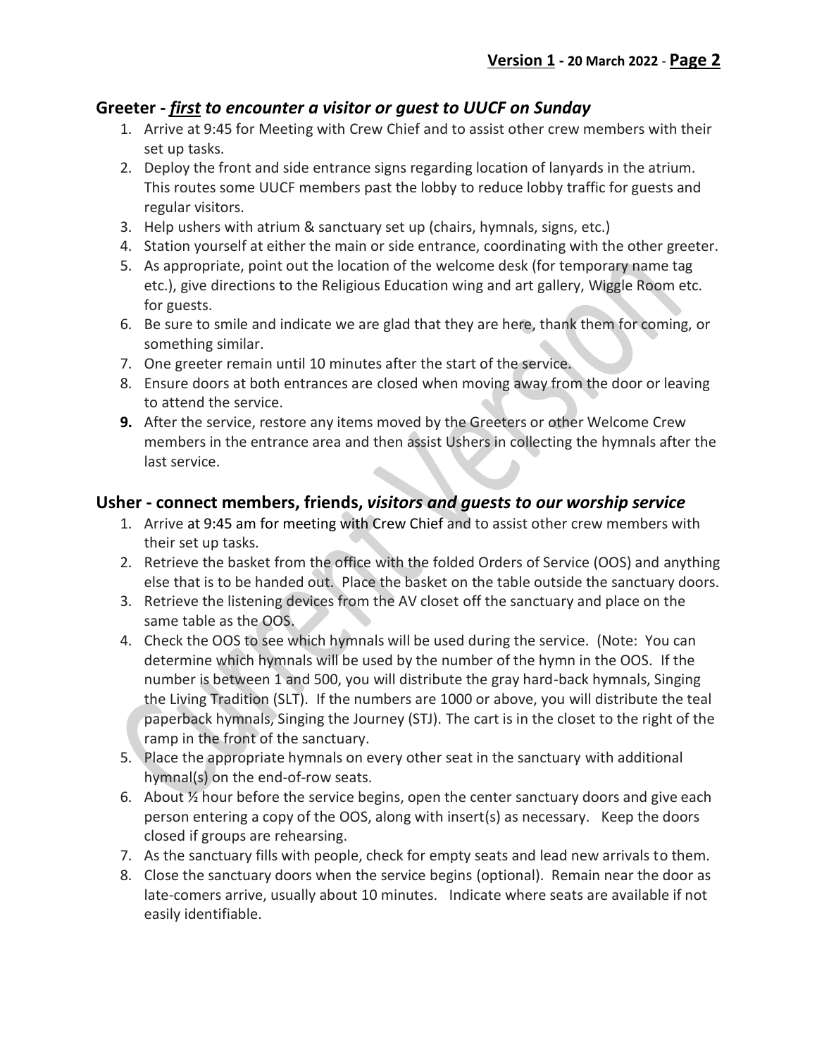## Greeter - ***first*** *to encounter a visitor or guest to UUCF on Sunday*

1. Arrive at 9:45 for Meeting with Crew Chief and to assist other crew members with their set up tasks.
2. Deploy the front and side entrance signs regarding location of lanyards in the atrium. This routes some UUCF members past the lobby to reduce lobby traffic for guests and regular visitors.
3. Help ushers with atrium & sanctuary set up (chairs, hymnals, signs, etc.)
4. Station yourself at either the main or side entrance, coordinating with the other greeter.
5. As appropriate, point out the location of the welcome desk (for temporary name tag etc.), give directions to the Religious Education wing and art gallery, Wiggle Room etc. for guests.
6. Be sure to smile and indicate we are glad that they are here, thank them for coming, or something similar.
7. One greeter remain until 10 minutes after the start of the service.
8. Ensure doors at both entrances are closed when moving away from the door or leaving to attend the service.
9. After the service, restore any items moved by the Greeters or other Welcome Crew members in the entrance area and then assist Ushers in collecting the hymnals after the last service.

## Usher - connect members, friends, *visitors and guests to our worship service*

1. Arrive at 9:45 am for meeting with Crew Chief and to assist other crew members with their set up tasks.
2. Retrieve the basket from the office with the folded Orders of Service (OOS) and anything else that is to be handed out. Place the basket on the table outside the sanctuary doors.
3. Retrieve the listening devices from the AV closet off the sanctuary and place on the same table as the OOS.
4. Check the OOS to see which hymnals will be used during the service. (Note: You can determine which hymnals will be used by the number of the hymn in the OOS. If the number is between 1 and 500, you will distribute the gray hard-back hymnals, Singing the Living Tradition (SLT). If the numbers are 1000 or above, you will distribute the teal paperback hymnals, Singing the Journey (STJ). The cart is in the closet to the right of the ramp in the front of the sanctuary.
5. Place the appropriate hymnals on every other seat in the sanctuary with additional hymnal(s) on the end-of-row seats.
6. About ½ hour before the service begins, open the center sanctuary doors and give each person entering a copy of the OOS, along with insert(s) as necessary. Keep the doors closed if groups are rehearsing.
7. As the sanctuary fills with people, check for empty seats and lead new arrivals to them.
8. Close the sanctuary doors when the service begins (optional). Remain near the door as late-comers arrive, usually about 10 minutes. Indicate where seats are available if not easily identifiable.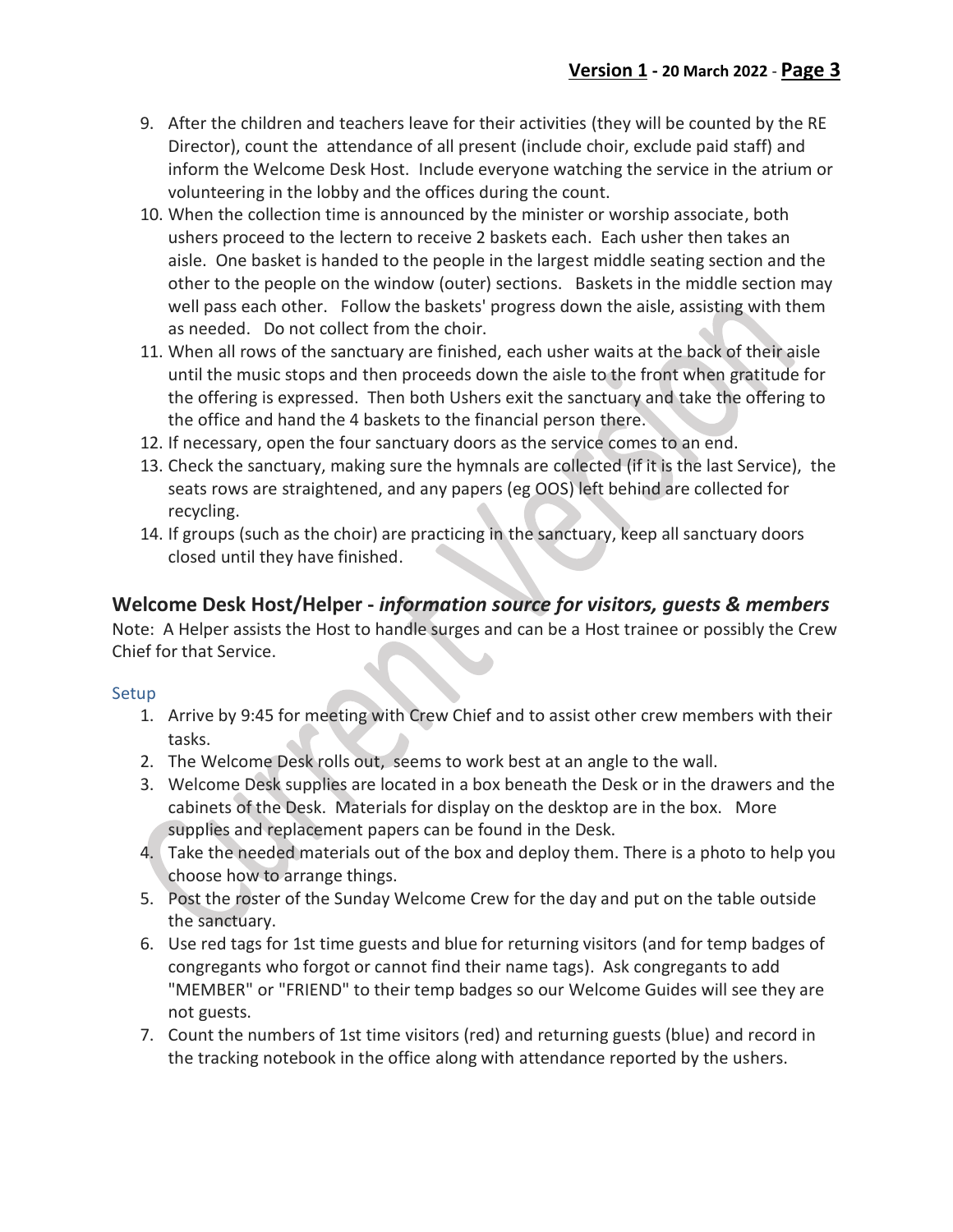9. After the children and teachers leave for their activities (they will be counted by the RE Director), count the  attendance of all present (include choir, exclude paid staff) and inform the Welcome Desk Host.  Include everyone watching the service in the atrium or volunteering in the lobby and the offices during the count.
10. When the collection time is announced by the minister or worship associate, both ushers proceed to the lectern to receive 2 baskets each.  Each usher then takes an aisle.  One basket is handed to the people in the largest middle seating section and the other to the people on the window (outer) sections.   Baskets in the middle section may well pass each other.   Follow the baskets' progress down the aisle, assisting with them as needed.   Do not collect from the choir.
11. When all rows of the sanctuary are finished, each usher waits at the back of their aisle until the music stops and then proceeds down the aisle to the front when gratitude for the offering is expressed.  Then both Ushers exit the sanctuary and take the offering to the office and hand the 4 baskets to the financial person there.
12. If necessary, open the four sanctuary doors as the service comes to an end.
13. Check the sanctuary, making sure the hymnals are collected (if it is the last Service),  the seats rows are straightened, and any papers (eg OOS) left behind are collected for recycling.
14. If groups (such as the choir) are practicing in the sanctuary, keep all sanctuary doors closed until they have finished.

## Welcome Desk Host/Helper - *information source for visitors, guests & members*

Note:  A Helper assists the Host to handle surges and can be a Host trainee or possibly the Crew Chief for that Service.

### Setup

1. Arrive by 9:45 for meeting with Crew Chief and to assist other crew members with their tasks.
2. The Welcome Desk rolls out,  seems to work best at an angle to the wall.
3. Welcome Desk supplies are located in a box beneath the Desk or in the drawers and the cabinets of the Desk.  Materials for display on the desktop are in the box.   More supplies and replacement papers can be found in the Desk.
4. Take the needed materials out of the box and deploy them. There is a photo to help you choose how to arrange things.
5. Post the roster of the Sunday Welcome Crew for the day and put on the table outside the sanctuary.
6. Use red tags for 1st time guests and blue for returning visitors (and for temp badges of congregants who forgot or cannot find their name tags).  Ask congregants to add "MEMBER" or "FRIEND" to their temp badges so our Welcome Guides will see they are not guests.
7. Count the numbers of 1st time visitors (red) and returning guests (blue) and record in the tracking notebook in the office along with attendance reported by the ushers.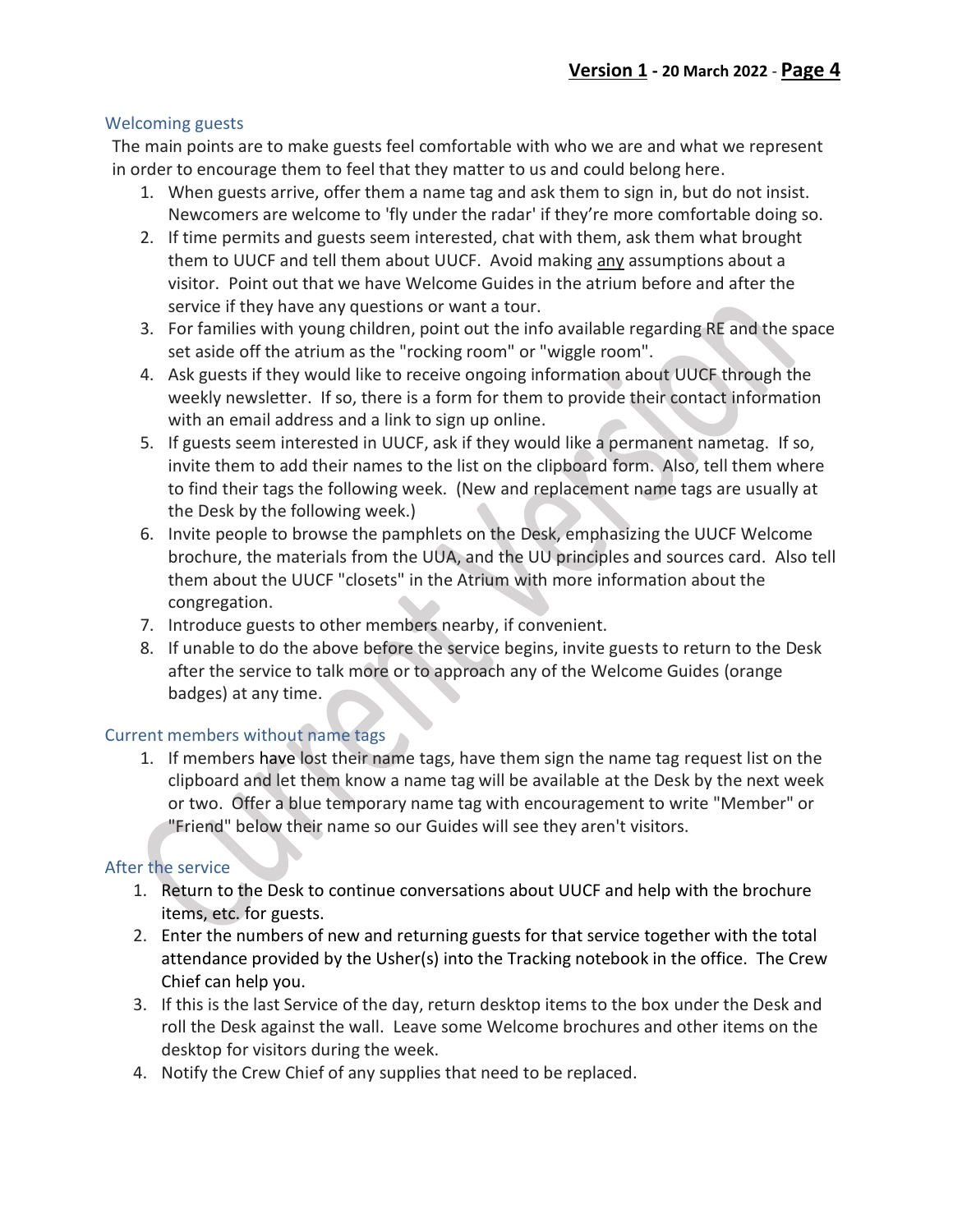## Welcoming guests

The main points are to make guests feel comfortable with who we are and what we represent in order to encourage them to feel that they matter to us and could belong here.

1. When guests arrive, offer them a name tag and ask them to sign in, but do not insist. Newcomers are welcome to 'fly under the radar' if they're more comfortable doing so.
2. If time permits and guests seem interested, chat with them, ask them what brought them to UUCF and tell them about UUCF. Avoid making <u>any</u> assumptions about a visitor. Point out that we have Welcome Guides in the atrium before and after the service if they have any questions or want a tour.
3. For families with young children, point out the info available regarding RE and the space set aside off the atrium as the "rocking room" or "wiggle room".
4. Ask guests if they would like to receive ongoing information about UUCF through the weekly newsletter. If so, there is a form for them to provide their contact information with an email address and a link to sign up online.
5. If guests seem interested in UUCF, ask if they would like a permanent nametag. If so, invite them to add their names to the list on the clipboard form. Also, tell them where to find their tags the following week. (New and replacement name tags are usually at the Desk by the following week.)
6. Invite people to browse the pamphlets on the Desk, emphasizing the UUCF Welcome brochure, the materials from the UUA, and the UU principles and sources card. Also tell them about the UUCF "closets" in the Atrium with more information about the congregation.
7. Introduce guests to other members nearby, if convenient.
8. If unable to do the above before the service begins, invite guests to return to the Desk after the service to talk more or to approach any of the Welcome Guides (orange badges) at any time.

## Current members without name tags

1. If members have lost their name tags, have them sign the name tag request list on the clipboard and let them know a name tag will be available at the Desk by the next week or two. Offer a blue temporary name tag with encouragement to write "Member" or "Friend" below their name so our Guides will see they aren't visitors.

## After the service

1. Return to the Desk to continue conversations about UUCF and help with the brochure items, etc. for guests.
2. Enter the numbers of new and returning guests for that service together with the total attendance provided by the Usher(s) into the Tracking notebook in the office. The Crew Chief can help you.
3. If this is the last Service of the day, return desktop items to the box under the Desk and roll the Desk against the wall. Leave some Welcome brochures and other items on the desktop for visitors during the week.
4. Notify the Crew Chief of any supplies that need to be replaced.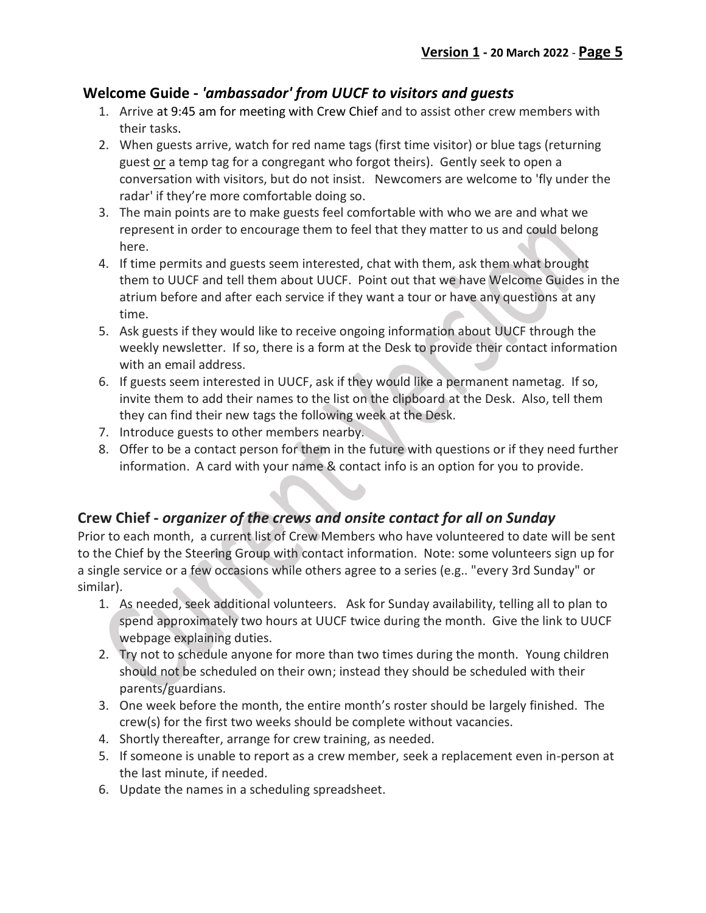## Welcome Guide - *'ambassador' from UUCF to visitors and guests*

1. Arrive at 9:45 am for meeting with Crew Chief and to assist other crew members with their tasks.
2. When guests arrive, watch for red name tags (first time visitor) or blue tags (returning guest <u>or</u> a temp tag for a congregant who forgot theirs). Gently seek to open a conversation with visitors, but do not insist. Newcomers are welcome to 'fly under the radar' if they're more comfortable doing so.
3. The main points are to make guests feel comfortable with who we are and what we represent in order to encourage them to feel that they matter to us and could belong here.
4. If time permits and guests seem interested, chat with them, ask them what brought them to UUCF and tell them about UUCF. Point out that we have Welcome Guides in the atrium before and after each service if they want a tour or have any questions at any time.
5. Ask guests if they would like to receive ongoing information about UUCF through the weekly newsletter. If so, there is a form at the Desk to provide their contact information with an email address.
6. If guests seem interested in UUCF, ask if they would like a permanent nametag. If so, invite them to add their names to the list on the clipboard at the Desk. Also, tell them they can find their new tags the following week at the Desk.
7. Introduce guests to other members nearby.
8. Offer to be a contact person for them in the future with questions or if they need further information. A card with your name & contact info is an option for you to provide.

## Crew Chief - *organizer of the crews and onsite contact for all on Sunday*

Prior to each month, a current list of Crew Members who have volunteered to date will be sent to the Chief by the Steering Group with contact information. Note: some volunteers sign up for a single service or a few occasions while others agree to a series (e.g.. "every 3rd Sunday" or similar).

1. As needed, seek additional volunteers. Ask for Sunday availability, telling all to plan to spend approximately two hours at UUCF twice during the month. Give the link to UUCF webpage explaining duties.
2. Try not to schedule anyone for more than two times during the month. Young children should not be scheduled on their own; instead they should be scheduled with their parents/guardians.
3. One week before the month, the entire month's roster should be largely finished. The crew(s) for the first two weeks should be complete without vacancies.
4. Shortly thereafter, arrange for crew training, as needed.
5. If someone is unable to report as a crew member, seek a replacement even in-person at the last minute, if needed.
6. Update the names in a scheduling spreadsheet.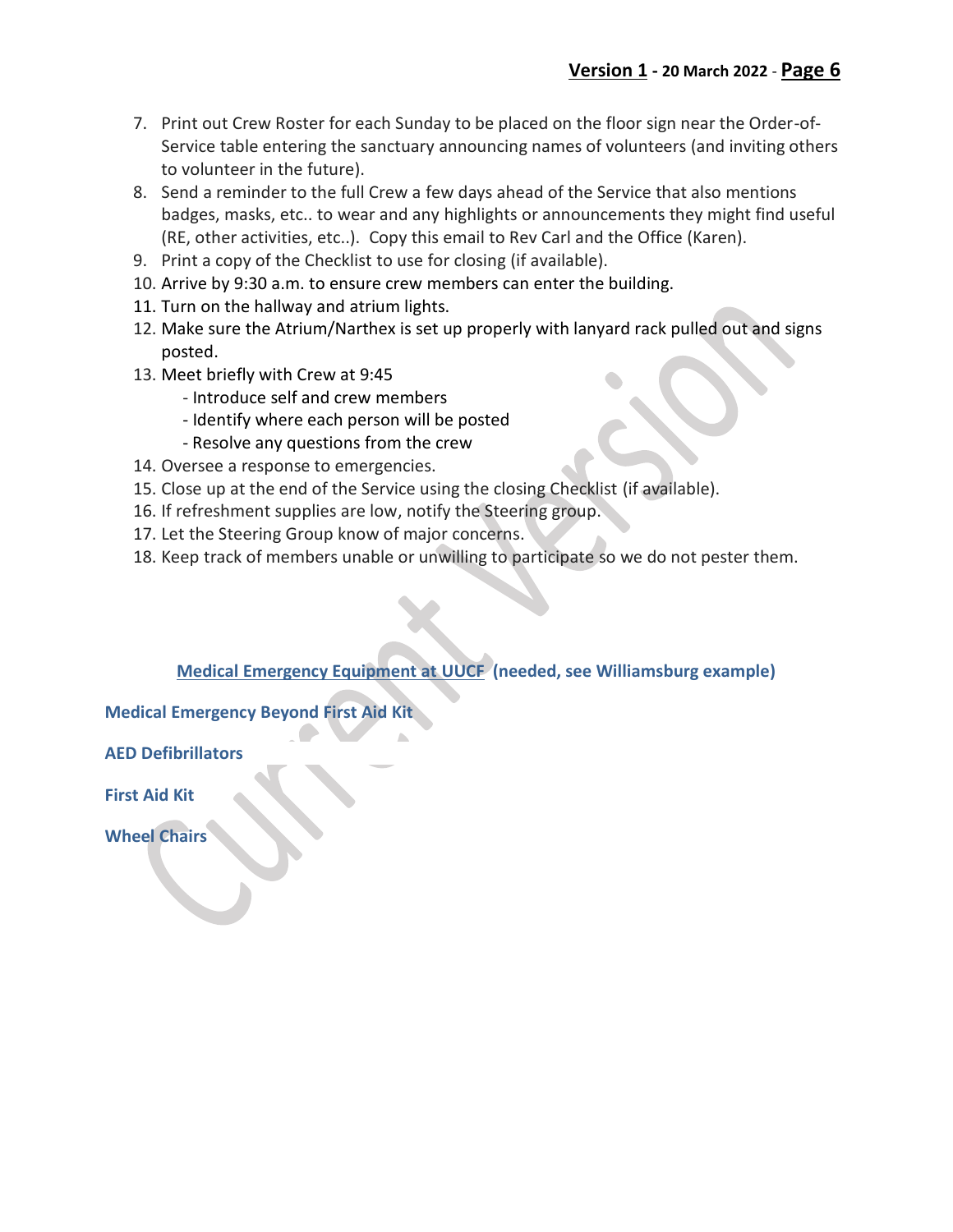7. Print out Crew Roster for each Sunday to be placed on the floor sign near the Order-of-Service table entering the sanctuary announcing names of volunteers (and inviting others to volunteer in the future).
8. Send a reminder to the full Crew a few days ahead of the Service that also mentions badges, masks, etc.. to wear and any highlights or announcements they might find useful (RE, other activities, etc..). Copy this email to Rev Carl and the Office (Karen).
9. Print a copy of the Checklist to use for closing (if available).
10. Arrive by 9:30 a.m. to ensure crew members can enter the building.
11. Turn on the hallway and atrium lights.
12. Make sure the Atrium/Narthex is set up properly with lanyard rack pulled out and signs posted.
13. Meet briefly with Crew at 9:45
    - Introduce self and crew members
    - Identify where each person will be posted
    - Resolve any questions from the crew
14. Oversee a response to emergencies.
15. Close up at the end of the Service using the closing Checklist (if available).
16. If refreshment supplies are low, notify the Steering group.
17. Let the Steering Group know of major concerns.
18. Keep track of members unable or unwilling to participate so we do not pester them.

**Medical Emergency Equipment at UUCF (needed, see Williamsburg example)**

**Medical Emergency Beyond First Aid Kit**

**AED Defibrillators**

**First Aid Kit**

**Wheel Chairs**